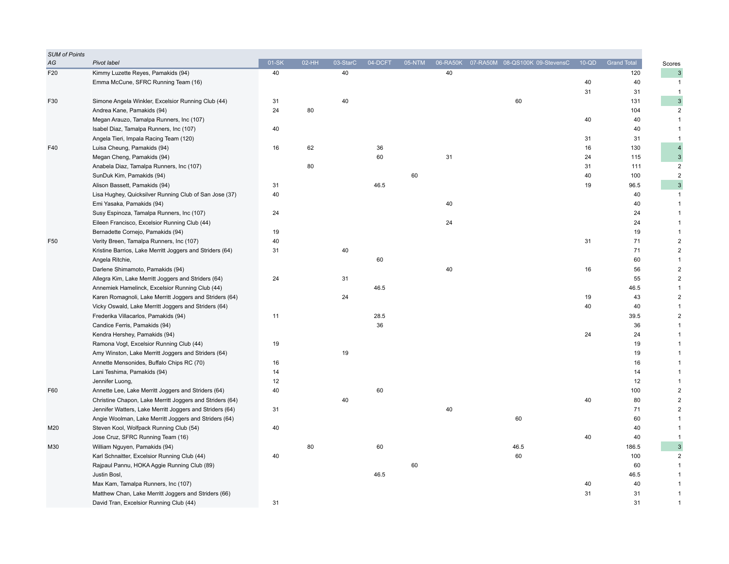| SUM of Points | | | | | | | | | | | | | |
|---|---|---|---|---|---|---|---|---|---|---|---|---|---|
| AG | Pivot label | 01-SK | 02-HH | 03-StarC | 04-DCFT | 05-NTM | 06-RA50K | 07-RA50M | 08-QS100K | 09-StevensC | 10-QD | Grand Total | Scores |
| F20 | Kimmy Luzette Reyes, Pamakids (94) | 40 | | 40 | | | 40 | | | | | 120 | 3 |
| | Emma McCune, SFRC Running Team (16) | | | | | | | | | | 40 | 40 | 1 |
| | | | | | | | | | | | 31 | 31 | 1 |
| F30 | Simone Angela Winkler, Excelsior Running Club (44) | 31 | | 40 | | | | | 60 | | | 131 | 3 |
| | Andrea Kane, Pamakids (94) | 24 | 80 | | | | | | | | | 104 | 2 |
| | Megan Arauzo, Tamalpa Runners, Inc (107) | | | | | | | | | | 40 | 40 | 1 |
| | Isabel Diaz, Tamalpa Runners, Inc (107) | 40 | | | | | | | | | | 40 | 1 |
| | Angela Tieri, Impala Racing Team (120) | | | | | | | | | | 31 | 31 | 1 |
| F40 | Luisa Cheung, Pamakids (94) | 16 | 62 | | 36 | | | | | | 16 | 130 | 4 |
| | Megan Cheng, Pamakids (94) | | | | 60 | | 31 | | | | 24 | 115 | 3 |
| | Anabela Diaz, Tamalpa Runners, Inc (107) | | 80 | | | | | | | | 31 | 111 | 2 |
| | SunDuk Kim, Pamakids (94) | | | | | 60 | | | | | 40 | 100 | 2 |
| | Alison Bassett, Pamakids (94) | 31 | | | 46.5 | | | | | | 19 | 96.5 | 3 |
| | Lisa Hughey, Quicksilver Running Club of San Jose (37) | 40 | | | | | | | | | | 40 | 1 |
| | Emi Yasaka, Pamakids (94) | | | | | | 40 | | | | | 40 | 1 |
| | Susy Espinoza, Tamalpa Runners, Inc (107) | 24 | | | | | | | | | | 24 | 1 |
| | Eileen Francisco, Excelsior Running Club (44) | | | | | | 24 | | | | | 24 | 1 |
| | Bernadette Cornejo, Pamakids (94) | 19 | | | | | | | | | | 19 | 1 |
| F50 | Verity Breen, Tamalpa Runners, Inc (107) | 40 | | | | | | | | | 31 | 71 | 2 |
| | Kristine Barrios, Lake Merritt Joggers and Striders (64) | 31 | | 40 | | | | | | | | 71 | 2 |
| | Angela Ritchie, | | | | 60 | | | | | | | 60 | 1 |
| | Darlene Shimamoto, Pamakids (94) | | | | | | 40 | | | | 16 | 56 | 2 |
| | Allegra Kim, Lake Merritt Joggers and Striders (64) | 24 | | 31 | | | | | | | | 55 | 2 |
| | Annemiek Hamelinck, Excelsior Running Club (44) | | | | 46.5 | | | | | | | 46.5 | 1 |
| | Karen Romagnoli, Lake Merritt Joggers and Striders (64) | | | 24 | | | | | | | 19 | 43 | 2 |
| | Vicky Oswald, Lake Merritt Joggers and Striders (64) | | | | | | | | | | 40 | 40 | 1 |
| | Frederika Villacarlos, Pamakids (94) | 11 | | | 28.5 | | | | | | | 39.5 | 2 |
| | Candice Ferris, Pamakids (94) | | | | 36 | | | | | | | 36 | 1 |
| | Kendra Hershey, Pamakids (94) | | | | | | | | | | 24 | 24 | 1 |
| | Ramona Vogt, Excelsior Running Club (44) | 19 | | | | | | | | | | 19 | 1 |
| | Amy Winston, Lake Merritt Joggers and Striders (64) | | | 19 | | | | | | | | 19 | 1 |
| | Annette Mensonides, Buffalo Chips RC (70) | 16 | | | | | | | | | | 16 | 1 |
| | Lani Teshima, Pamakids (94) | 14 | | | | | | | | | | 14 | 1 |
| | Jennifer Luong, | 12 | | | | | | | | | | 12 | 1 |
| F60 | Annette Lee, Lake Merritt Joggers and Striders (64) | 40 | | | 60 | | | | | | | 100 | 2 |
| | Christine Chapon, Lake Merritt Joggers and Striders (64) | | | 40 | | | | | | | 40 | 80 | 2 |
| | Jennifer Watters, Lake Merritt Joggers and Striders (64) | 31 | | | | | 40 | | | | | 71 | 2 |
| | Angie Woolman, Lake Merritt Joggers and Striders (64) | | | | | | | | 60 | | | 60 | 1 |
| M20 | Steven Kool, Wolfpack Running Club (54) | 40 | | | | | | | | | | 40 | 1 |
| | Jose Cruz, SFRC Running Team (16) | | | | | | | | | | 40 | 40 | 1 |
| M30 | William Nguyen, Pamakids (94) | | 80 | | 60 | | | | 46.5 | | | 186.5 | 3 |
| | Karl Schnaitter, Excelsior Running Club (44) | 40 | | | | | | | 60 | | | 100 | 2 |
| | Rajpaul Pannu, HOKA Aggie Running Club (89) | | | | | 60 | | | | | | 60 | 1 |
| | Justin Bosl, | | | | 46.5 | | | | | | | 46.5 | 1 |
| | Max Kam, Tamalpa Runners, Inc (107) | | | | | | | | | | 40 | 40 | 1 |
| | Matthew Chan, Lake Merritt Joggers and Striders (66) | | | | | | | | | | 31 | 31 | 1 |
| | David Tran, Excelsior Running Club (44) | 31 | | | | | | | | | | 31 | 1 |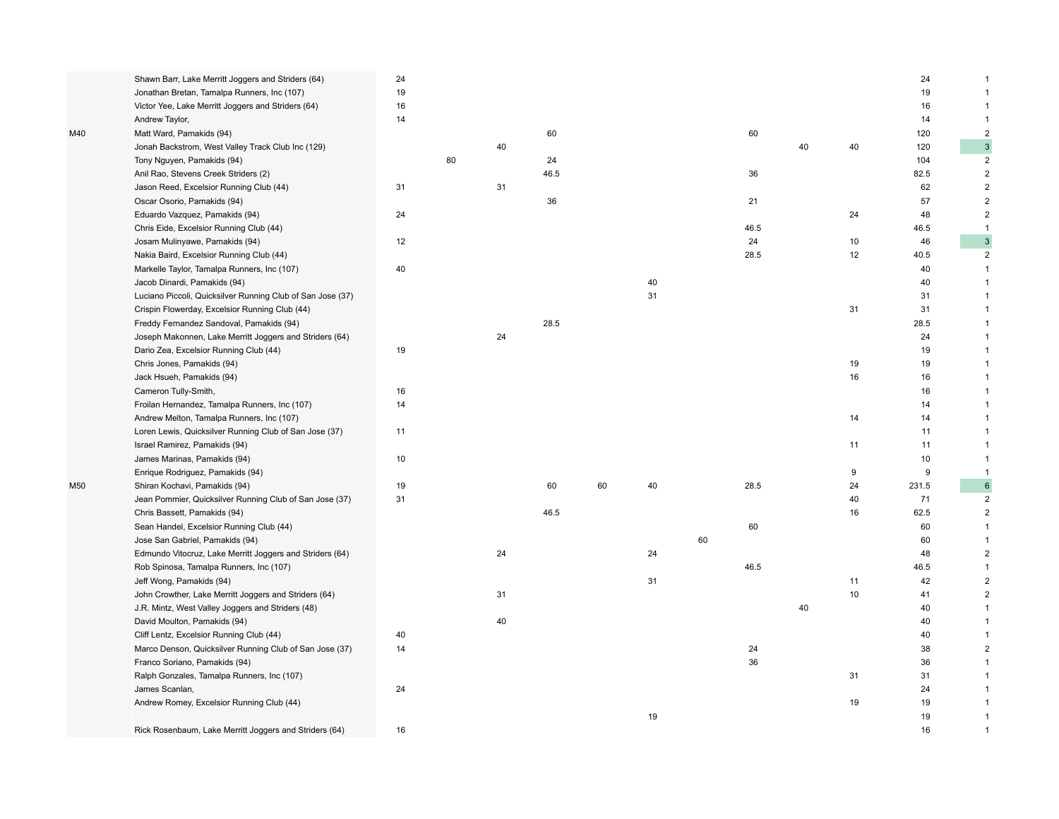| | | | | | | | | | | | | | |
|---|---|---|---|---|---|---|---|---|---|---|---|---|---|
| | Shawn Barr, Lake Merritt Joggers and Striders (64) | 24 | | | | | | | | | | 24 | 1 |
| | Jonathan Bretan, Tamalpa Runners, Inc (107) | 19 | | | | | | | | | | 19 | 1 |
| | Victor Yee, Lake Merritt Joggers and Striders (64) | 16 | | | | | | | | | | 16 | 1 |
| | Andrew Taylor, | 14 | | | | | | | | | | 14 | 1 |
| M40 | Matt Ward, Pamakids (94) | | | | 60 | | | | 60 | | | 120 | 2 |
| | Jonah Backstrom, West Valley Track Club Inc (129) | | | 40 | | | | | | 40 | 40 | 120 | 3 |
| | Tony Nguyen, Pamakids (94) | | 80 | | 24 | | | | | | | 104 | 2 |
| | Anil Rao, Stevens Creek Striders (2) | | | | 46.5 | | | | 36 | | | 82.5 | 2 |
| | Jason Reed, Excelsior Running Club (44) | 31 | | 31 | | | | | | | | 62 | 2 |
| | Oscar Osorio, Pamakids (94) | | | | 36 | | | | 21 | | | 57 | 2 |
| | Eduardo Vazquez, Pamakids (94) | 24 | | | | | | | | | 24 | 48 | 2 |
| | Chris Eide, Excelsior Running Club (44) | | | | | | | | 46.5 | | | 46.5 | 1 |
| | Josam Mulinyawe, Pamakids (94) | 12 | | | | | | | 24 | | 10 | 46 | 3 |
| | Nakia Baird, Excelsior Running Club (44) | | | | | | | | 28.5 | | 12 | 40.5 | 2 |
| | Markelle Taylor, Tamalpa Runners, Inc (107) | 40 | | | | | | | | | | 40 | 1 |
| | Jacob Dinardi, Pamakids (94) | | | | | | 40 | | | | | 40 | 1 |
| | Luciano Piccoli, Quicksilver Running Club of San Jose (37) | | | | | | 31 | | | | | 31 | 1 |
| | Crispin Flowerday, Excelsior Running Club (44) | | | | | | | | | | 31 | 31 | 1 |
| | Freddy Fernandez Sandoval, Pamakids (94) | | | | 28.5 | | | | | | | 28.5 | 1 |
| | Joseph Makonnen, Lake Merritt Joggers and Striders (64) | | | 24 | | | | | | | | 24 | 1 |
| | Dario Zea, Excelsior Running Club (44) | 19 | | | | | | | | | | 19 | 1 |
| | Chris Jones, Pamakids (94) | | | | | | | | | | 19 | 19 | 1 |
| | Jack Hsueh, Pamakids (94) | | | | | | | | | | 16 | 16 | 1 |
| | Cameron Tully-Smith, | 16 | | | | | | | | | | 16 | 1 |
| | Froilan Hernandez, Tamalpa Runners, Inc (107) | 14 | | | | | | | | | | 14 | 1 |
| | Andrew Melton, Tamalpa Runners, Inc (107) | | | | | | | | | | 14 | 14 | 1 |
| | Loren Lewis, Quicksilver Running Club of San Jose (37) | 11 | | | | | | | | | | 11 | 1 |
| | Israel Ramirez, Pamakids (94) | | | | | | | | | | 11 | 11 | 1 |
| | James Marinas, Pamakids (94) | 10 | | | | | | | | | | 10 | 1 |
| | Enrique Rodriguez, Pamakids (94) | | | | | | | | | | 9 | 9 | 1 |
| M50 | Shiran Kochavi, Pamakids (94) | 19 | | | 60 | 60 | 40 | | 28.5 | | 24 | 231.5 | 6 |
| | Jean Pommier, Quicksilver Running Club of San Jose (37) | 31 | | | | | | | | | 40 | 71 | 2 |
| | Chris Bassett, Pamakids (94) | | | | 46.5 | | | | | | 16 | 62.5 | 2 |
| | Sean Handel, Excelsior Running Club (44) | | | | | | | | 60 | | | 60 | 1 |
| | Jose San Gabriel, Pamakids (94) | | | | | | | 60 | | | | 60 | 1 |
| | Edmundo Vitocruz, Lake Merritt Joggers and Striders (64) | | | 24 | | | 24 | | | | | 48 | 2 |
| | Rob Spinosa, Tamalpa Runners, Inc (107) | | | | | | | | 46.5 | | | 46.5 | 1 |
| | Jeff Wong, Pamakids (94) | | | | | | 31 | | | | 11 | 42 | 2 |
| | John Crowther, Lake Merritt Joggers and Striders (64) | | | 31 | | | | | | | 10 | 41 | 2 |
| | J.R. Mintz, West Valley Joggers and Striders (48) | | | | | | | | | 40 | | 40 | 1 |
| | David Moulton, Pamakids (94) | | | 40 | | | | | | | | 40 | 1 |
| | Cliff Lentz, Excelsior Running Club (44) | 40 | | | | | | | | | | 40 | 1 |
| | Marco Denson, Quicksilver Running Club of San Jose (37) | 14 | | | | | | | 24 | | | 38 | 2 |
| | Franco Soriano, Pamakids (94) | | | | | | | | 36 | | | 36 | 1 |
| | Ralph Gonzales, Tamalpa Runners, Inc (107) | | | | | | | | | | 31 | 31 | 1 |
| | James Scanlan, | 24 | | | | | | | | | | 24 | 1 |
| | Andrew Romey, Excelsior Running Club (44) | | | | | | | | | | 19 | 19 | 1 |
| | | | | | | | 19 | | | | | 19 | 1 |
| | Rick Rosenbaum, Lake Merritt Joggers and Striders (64) | 16 | | | | | | | | | | 16 | 1 |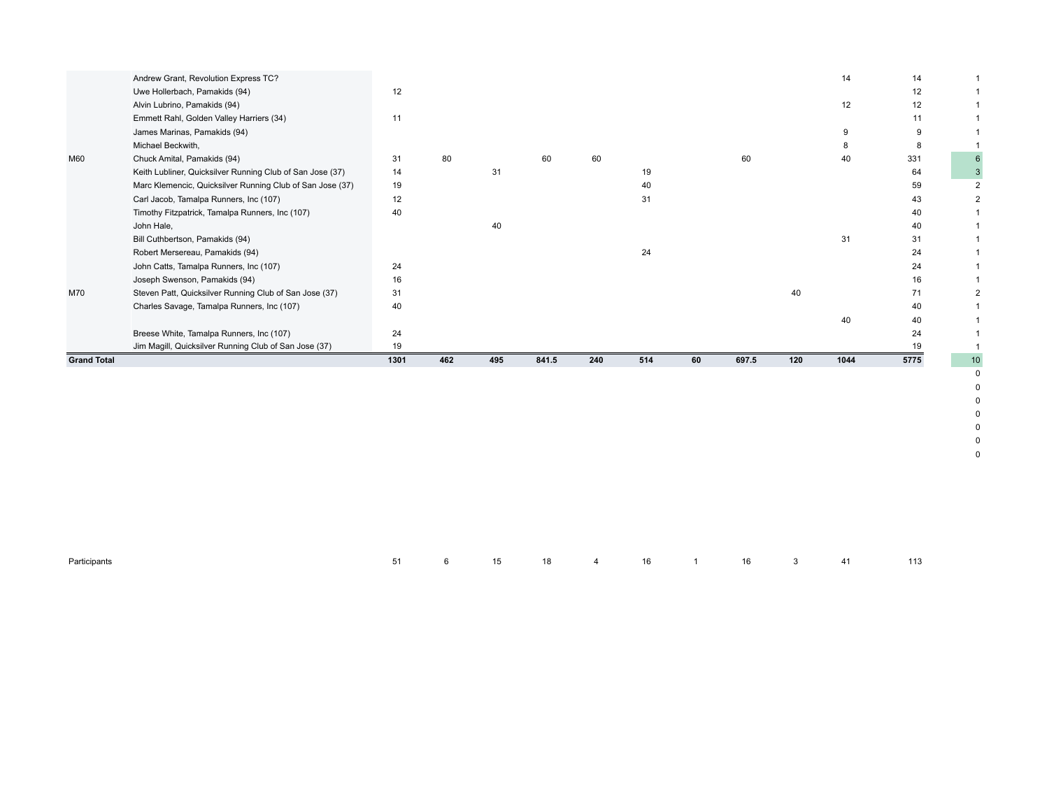| | | | | | | | | | | | | | |
|---|---|---|---|---|---|---|---|---|---|---|---|---|---|
| | Andrew Grant, Revolution Express TC? | | | | | | | | | | 14 | 14 | 1 |
| | Uwe Hollerbach, Pamakids (94) | 12 | | | | | | | | | | 12 | 1 |
| | Alvin Lubrino, Pamakids (94) | | | | | | | | | | 12 | 12 | 1 |
| | Emmett Rahl, Golden Valley Harriers (34) | 11 | | | | | | | | | | 11 | 1 |
| | James Marinas, Pamakids (94) | | | | | | | | | | 9 | 9 | 1 |
| | Michael Beckwith, | | | | | | | | | | 8 | 8 | 1 |
| M60 | Chuck Amital, Pamakids (94) | 31 | 80 | | 60 | 60 | | | 60 | | 40 | 331 | 6 |
| | Keith Lubliner, Quicksilver Running Club of San Jose (37) | 14 | | 31 | | | 19 | | | | | 64 | 3 |
| | Marc Klemencic, Quicksilver Running Club of San Jose (37) | 19 | | | | | 40 | | | | | 59 | 2 |
| | Carl Jacob, Tamalpa Runners, Inc (107) | 12 | | | | | 31 | | | | | 43 | 2 |
| | Timothy Fitzpatrick, Tamalpa Runners, Inc (107) | 40 | | | | | | | | | | 40 | 1 |
| | John Hale, | | | 40 | | | | | | | | 40 | 1 |
| | Bill Cuthbertson, Pamakids (94) | | | | | | | | | | 31 | 31 | 1 |
| | Robert Mersereau, Pamakids (94) | | | | | | 24 | | | | | 24 | 1 |
| | John Catts, Tamalpa Runners, Inc (107) | 24 | | | | | | | | | | 24 | 1 |
| | Joseph Swenson, Pamakids (94) | 16 | | | | | | | | | | 16 | 1 |
| M70 | Steven Patt, Quicksilver Running Club of San Jose (37) | 31 | | | | | | | | 40 | | 71 | 2 |
| | Charles Savage, Tamalpa Runners, Inc (107) | 40 | | | | | | | | | | 40 | 1 |
| | | | | | | | | | | | 40 | 40 | 1 |
| | Breese White, Tamalpa Runners, Inc (107) | 24 | | | | | | | | | | 24 | 1 |
| | Jim Magill, Quicksilver Running Club of San Jose (37) | 19 | | | | | | | | | | 19 | 1 |
| **Grand Total** | | **1301** | **462** | **495** | **841.5** | **240** | **514** | **60** | **697.5** | **120** | **1044** | **5775** | 10 |
| | | | | | | | | | | | | | 0 |
| | | | | | | | | | | | | | 0 |
| | | | | | | | | | | | | | 0 |
| | | | | | | | | | | | | | 0 |
| | | | | | | | | | | | | | 0 |
| | | | | | | | | | | | | | 0 |
| | | | | | | | | | | | | | 0 |
| Participants | | 51 | 6 | 15 | 18 | 4 | 16 | 1 | 16 | 3 | 41 | 113 | |